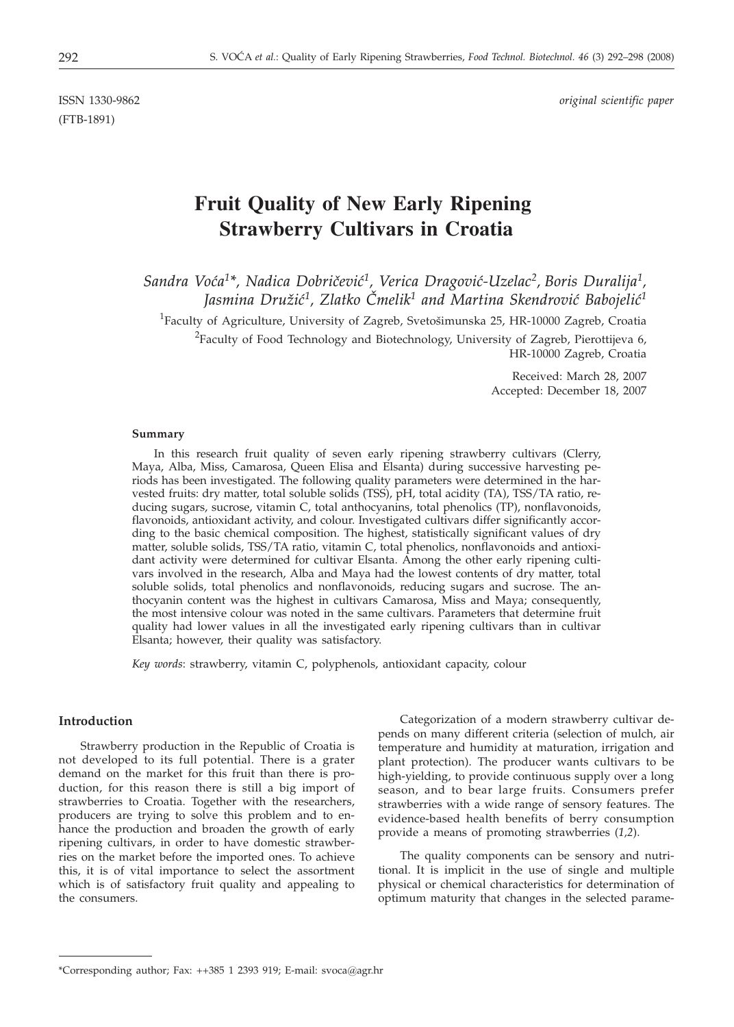ISSN 1330-9862 *original scientific paper*

(FTB-1891)

# Fruit Quality of New Early Ripening Strawberry Cultivars in Croatia

*Sandra Voća[1]\*, Nadica Dobričević[1], Verica Dragović-Uzelac[2], Boris Duralija[1], Jasmina Družić[1], Zlatko Čmelik[1] and Martina Skendrović Babojelić[1]*

[1]Faculty of Agriculture, University of Zagreb, Svetošimunska 25, HR-10000 Zagreb, Croatia

[2]Faculty of Food Technology and Biotechnology, University of Zagreb, Pierottijeva 6, HR-10000 Zagreb, Croatia

Received: March 28, 2007
Accepted: December 18, 2007

## Summary

In this research fruit quality of seven early ripening strawberry cultivars (Clerry, Maya, Alba, Miss, Camarosa, Queen Elisa and Elsanta) during successive harvesting periods has been investigated. The following quality parameters were determined in the harvested fruits: dry matter, total soluble solids (TSS), pH, total acidity (TA), TSS/TA ratio, reducing sugars, sucrose, vitamin C, total anthocyanins, total phenolics (TP), nonflavonoids, flavonoids, antioxidant activity, and colour. Investigated cultivars differ significantly according to the basic chemical composition. The highest, statistically significant values of dry matter, soluble solids, TSS/TA ratio, vitamin C, total phenolics, nonflavonoids and antioxidant activity were determined for cultivar Elsanta. Among the other early ripening cultivars involved in the research, Alba and Maya had the lowest contents of dry matter, total soluble solids, total phenolics and nonflavonoids, reducing sugars and sucrose. The anthocyanin content was the highest in cultivars Camarosa, Miss and Maya; consequently, the most intensive colour was noted in the same cultivars. Parameters that determine fruit quality had lower values in all the investigated early ripening cultivars than in cultivar Elsanta; however, their quality was satisfactory.

*Key words*: strawberry, vitamin C, polyphenols, antioxidant capacity, colour

## Introduction

Strawberry production in the Republic of Croatia is not developed to its full potential. There is a grater demand on the market for this fruit than there is production, for this reason there is still a big import of strawberries to Croatia. Together with the researchers, producers are trying to solve this problem and to enhance the production and broaden the growth of early ripening cultivars, in order to have domestic strawberries on the market before the imported ones. To achieve this, it is of vital importance to select the assortment which is of satisfactory fruit quality and appealing to the consumers.

Categorization of a modern strawberry cultivar depends on many different criteria (selection of mulch, air temperature and humidity at maturation, irrigation and plant protection). The producer wants cultivars to be high-yielding, to provide continuous supply over a long season, and to bear large fruits. Consumers prefer strawberries with a wide range of sensory features. The evidence-based health benefits of berry consumption provide a means of promoting strawberries (*1,2*).

The quality components can be sensory and nutritional. It is implicit in the use of single and multiple physical or chemical characteristics for determination of optimum maturity that changes in the selected parame-

\*Corresponding author; Fax: ++385 1 2393 919; E-mail: svoca@agr.hr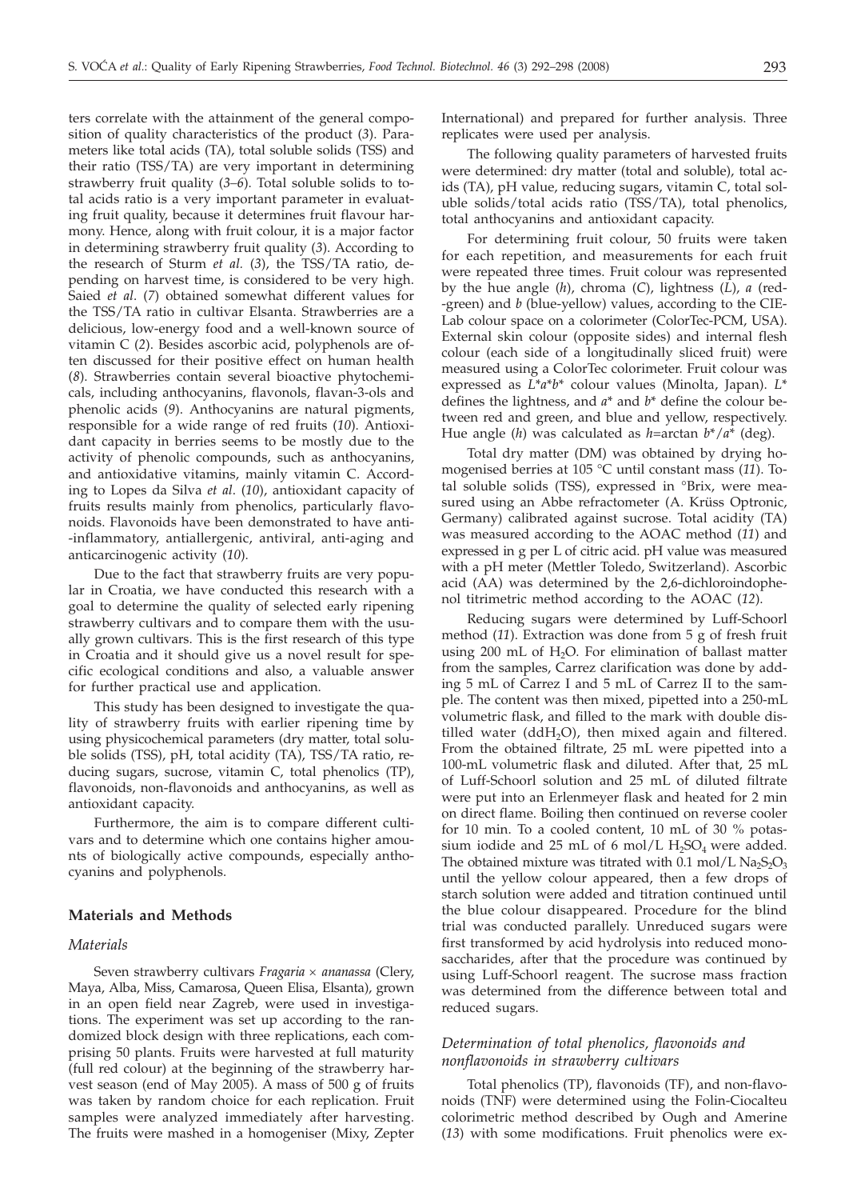ters correlate with the attainment of the general composition of quality characteristics of the product (*3*). Parameters like total acids (TA), total soluble solids (TSS) and their ratio (TSS/TA) are very important in determining strawberry fruit quality (*3–6*). Total soluble solids to total acids ratio is a very important parameter in evaluating fruit quality, because it determines fruit flavour harmony. Hence, along with fruit colour, it is a major factor in determining strawberry fruit quality (*3*). According to the research of Sturm *et al.* (*3*), the TSS/TA ratio, depending on harvest time, is considered to be very high. Saied *et al.* (*7*) obtained somewhat different values for the TSS/TA ratio in cultivar Elsanta. Strawberries are a delicious, low-energy food and a well-known source of vitamin C (*2*). Besides ascorbic acid, polyphenols are often discussed for their positive effect on human health (*8*). Strawberries contain several bioactive phytochemicals, including anthocyanins, flavonols, flavan-3-ols and phenolic acids (*9*). Anthocyanins are natural pigments, responsible for a wide range of red fruits (*10*). Antioxidant capacity in berries seems to be mostly due to the activity of phenolic compounds, such as anthocyanins, and antioxidative vitamins, mainly vitamin C. According to Lopes da Silva *et al.* (*10*), antioxidant capacity of fruits results mainly from phenolics, particularly flavonoids. Flavonoids have been demonstrated to have anti-inflammatory, antiallergenic, antiviral, anti-aging and anticarcinogenic activity (*10*).

Due to the fact that strawberry fruits are very popular in Croatia, we have conducted this research with a goal to determine the quality of selected early ripening strawberry cultivars and to compare them with the usually grown cultivars. This is the first research of this type in Croatia and it should give us a novel result for specific ecological conditions and also, a valuable answer for further practical use and application.

This study has been designed to investigate the quality of strawberry fruits with earlier ripening time by using physicochemical parameters (dry matter, total soluble solids (TSS), pH, total acidity (TA), TSS/TA ratio, reducing sugars, sucrose, vitamin C, total phenolics (TP), flavonoids, non-flavonoids and anthocyanins, as well as antioxidant capacity.

Furthermore, the aim is to compare different cultivars and to determine which one contains higher amounts of biologically active compounds, especially anthocyanins and polyphenols.

## Materials and Methods

### *Materials*

Seven strawberry cultivars *Fragaria* × *ananassa* (Clery, Maya, Alba, Miss, Camarosa, Queen Elisa, Elsanta), grown in an open field near Zagreb, were used in investigations. The experiment was set up according to the randomized block design with three replications, each comprising 50 plants. Fruits were harvested at full maturity (full red colour) at the beginning of the strawberry harvest season (end of May 2005). A mass of 500 g of fruits was taken by random choice for each replication. Fruit samples were analyzed immediately after harvesting. The fruits were mashed in a homogeniser (Mixy, Zepter International) and prepared for further analysis. Three replicates were used per analysis.

The following quality parameters of harvested fruits were determined: dry matter (total and soluble), total acids (TA), pH value, reducing sugars, vitamin C, total soluble solids/total acids ratio (TSS/TA), total phenolics, total anthocyanins and antioxidant capacity.

For determining fruit colour, 50 fruits were taken for each repetition, and measurements for each fruit were repeated three times. Fruit colour was represented by the hue angle (*h*), chroma (*C*), lightness (*L*), *a* (red-green) and *b* (blue-yellow) values, according to the CIE-Lab colour space on a colorimeter (ColorTec-PCM, USA). External skin colour (opposite sides) and internal flesh colour (each side of a longitudinally sliced fruit) were measured using a ColorTec colorimeter. Fruit colour was expressed as $L^*a^*b^*$ colour values (Minolta, Japan). $L^*$ defines the lightness, and $a^*$ and $b^*$ define the colour between red and green, and blue and yellow, respectively. Hue angle (*h*) was calculated as $h=\arctan b^*/a^*$ (deg).

Total dry matter (DM) was obtained by drying homogenised berries at 105 °C until constant mass (*11*). Total soluble solids (TSS), expressed in °Brix, were measured using an Abbe refractometer (A. Krüss Optronic, Germany) calibrated against sucrose. Total acidity (TA) was measured according to the AOAC method (*11*) and expressed in g per L of citric acid. pH value was measured with a pH meter (Mettler Toledo, Switzerland). Ascorbic acid (AA) was determined by the 2,6-dichloroindophenol titrimetric method according to the AOAC (*12*).

Reducing sugars were determined by Luff-Schoorl method (*11*). Extraction was done from 5 g of fresh fruit using 200 mL of $H_2O$. For elimination of ballast matter from the samples, Carrez clarification was done by adding 5 mL of Carrez I and 5 mL of Carrez II to the sample. The content was then mixed, pipetted into a 250-mL volumetric flask, and filled to the mark with double distilled water ($ddH_2O$), then mixed again and filtered. From the obtained filtrate, 25 mL were pipetted into a 100-mL volumetric flask and diluted. After that, 25 mL of Luff-Schoorl solution and 25 mL of diluted filtrate were put into an Erlenmeyer flask and heated for 2 min on direct flame. Boiling then continued on reverse cooler for 10 min. To a cooled content, 10 mL of 30 % potassium iodide and 25 mL of 6 mol/L $H_2SO_4$ were added. The obtained mixture was titrated with 0.1 mol/L $Na_2S_2O_3$ until the yellow colour appeared, then a few drops of starch solution were added and titration continued until the blue colour disappeared. Procedure for the blind trial was conducted parallely. Unreduced sugars were first transformed by acid hydrolysis into reduced monosaccharides, after that the procedure was continued by using Luff-Schoorl reagent. The sucrose mass fraction was determined from the difference between total and reduced sugars.

### *Determination of total phenolics, flavonoids and nonflavonoids in strawberry cultivars*

Total phenolics (TP), flavonoids (TF), and non-flavonoids (TNF) were determined using the Folin-Ciocalteu colorimetric method described by Ough and Amerine (*13*) with some modifications. Fruit phenolics were ex-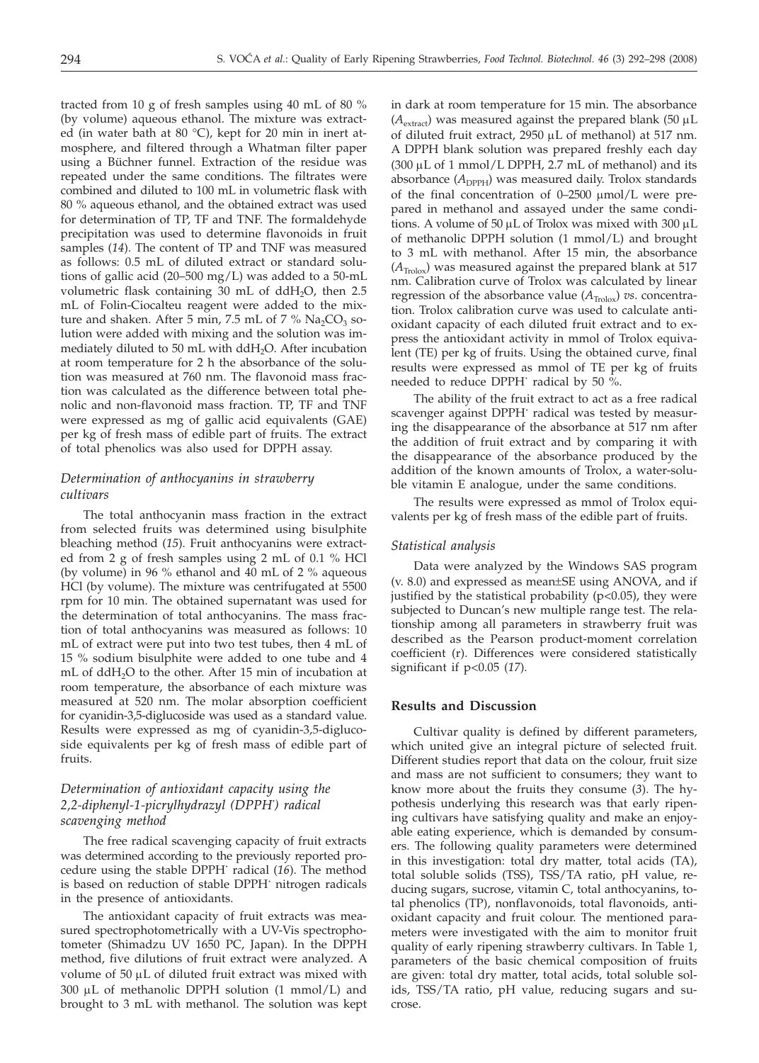tracted from 10 g of fresh samples using 40 mL of 80 % (by volume) aqueous ethanol. The mixture was extracted (in water bath at 80 °C), kept for 20 min in inert atmosphere, and filtered through a Whatman filter paper using a Büchner funnel. Extraction of the residue was repeated under the same conditions. The filtrates were combined and diluted to 100 mL in volumetric flask with 80 % aqueous ethanol, and the obtained extract was used for determination of TP, TF and TNF. The formaldehyde precipitation was used to determine flavonoids in fruit samples (*14*). The content of TP and TNF was measured as follows: 0.5 mL of diluted extract or standard solutions of gallic acid (20–500 mg/L) was added to a 50-mL volumetric flask containing 30 mL of $ddH_2O$, then 2.5 mL of Folin-Ciocalteu reagent were added to the mixture and shaken. After 5 min, 7.5 mL of 7 % $Na_2CO_3$ solution were added with mixing and the solution was immediately diluted to 50 mL with $ddH_2O$. After incubation at room temperature for 2 h the absorbance of the solution was measured at 760 nm. The flavonoid mass fraction was calculated as the difference between total phenolic and non-flavonoid mass fraction. TP, TF and TNF were expressed as mg of gallic acid equivalents (GAE) per kg of fresh mass of edible part of fruits. The extract of total phenolics was also used for DPPH assay.

### *Determination of anthocyanins in strawberry cultivars*

The total anthocyanin mass fraction in the extract from selected fruits was determined using bisulphite bleaching method (*15*). Fruit anthocyanins were extracted from 2 g of fresh samples using 2 mL of 0.1 % HCl (by volume) in 96 % ethanol and 40 mL of 2 % aqueous HCl (by volume). The mixture was centrifugated at 5500 rpm for 10 min. The obtained supernatant was used for the determination of total anthocyanins. The mass fraction of total anthocyanins was measured as follows: 10 mL of extract were put into two test tubes, then 4 mL of 15 % sodium bisulphite were added to one tube and 4 mL of $ddH_2O$ to the other. After 15 min of incubation at room temperature, the absorbance of each mixture was measured at 520 nm. The molar absorption coefficient for cyanidin-3,5-diglucoside was used as a standard value. Results were expressed as mg of cyanidin-3,5-diglucoside equivalents per kg of fresh mass of edible part of fruits.

### *Determination of antioxidant capacity using the 2,2-diphenyl-1-picrylhydrazyl (DPPH$^{\cdot}$) radical scavenging method*

The free radical scavenging capacity of fruit extracts was determined according to the previously reported procedure using the stable DPPH$^{\cdot}$ radical (*16*). The method is based on reduction of stable DPPH$^{\cdot}$ nitrogen radicals in the presence of antioxidants.

The antioxidant capacity of fruit extracts was measured spectrophotometrically with a UV-Vis spectrophotometer (Shimadzu UV 1650 PC, Japan). In the DPPH method, five dilutions of fruit extract were analyzed. A volume of 50 µL of diluted fruit extract was mixed with 300 µL of methanolic DPPH solution (1 mmol/L) and brought to 3 mL with methanol. The solution was kept in dark at room temperature for 15 min. The absorbance ($A_{extract}$) was measured against the prepared blank (50 µL of diluted fruit extract, 2950 µL of methanol) at 517 nm. A DPPH blank solution was prepared freshly each day (300 µL of 1 mmol/L DPPH, 2.7 mL of methanol) and its absorbance ($A_{DPPH}$) was measured daily. Trolox standards of the final concentration of 0–2500 µmol/L were prepared in methanol and assayed under the same conditions. A volume of 50 µL of Trolox was mixed with 300 µL of methanolic DPPH solution (1 mmol/L) and brought to 3 mL with methanol. After 15 min, the absorbance ($A_{Trolox}$) was measured against the prepared blank at 517 nm. Calibration curve of Trolox was calculated by linear regression of the absorbance value ($A_{Trolox}$) *vs.* concentration. Trolox calibration curve was used to calculate antioxidant capacity of each diluted fruit extract and to express the antioxidant activity in mmol of Trolox equivalent (TE) per kg of fruits. Using the obtained curve, final results were expressed as mmol of TE per kg of fruits needed to reduce DPPH$^{\cdot}$ radical by 50 %.

The ability of the fruit extract to act as a free radical scavenger against DPPH$^{\cdot}$ radical was tested by measuring the disappearance of the absorbance at 517 nm after the addition of fruit extract and by comparing it with the disappearance of the absorbance produced by the addition of the known amounts of Trolox, a water-soluble vitamin E analogue, under the same conditions.

The results were expressed as mmol of Trolox equivalents per kg of fresh mass of the edible part of fruits.

### *Statistical analysis*

Data were analyzed by the Windows SAS program (v. 8.0) and expressed as mean±SE using ANOVA, and if justified by the statistical probability ($p<0.05$), they were subjected to Duncan's new multiple range test. The relationship among all parameters in strawberry fruit was described as the Pearson product-moment correlation coefficient (r). Differences were considered statistically significant if $p<0.05$ (*17*).

## **Results and Discussion**

Cultivar quality is defined by different parameters, which united give an integral picture of selected fruit. Different studies report that data on the colour, fruit size and mass are not sufficient to consumers; they want to know more about the fruits they consume (*3*). The hypothesis underlying this research was that early ripening cultivars have satisfying quality and make an enjoyable eating experience, which is demanded by consumers. The following quality parameters were determined in this investigation: total dry matter, total acids (TA), total soluble solids (TSS), TSS/TA ratio, pH value, reducing sugars, sucrose, vitamin C, total anthocyanins, total phenolics (TP), nonflavonoids, total flavonoids, antioxidant capacity and fruit colour. The mentioned parameters were investigated with the aim to monitor fruit quality of early ripening strawberry cultivars. In Table 1, parameters of the basic chemical composition of fruits are given: total dry matter, total acids, total soluble solids, TSS/TA ratio, pH value, reducing sugars and sucrose.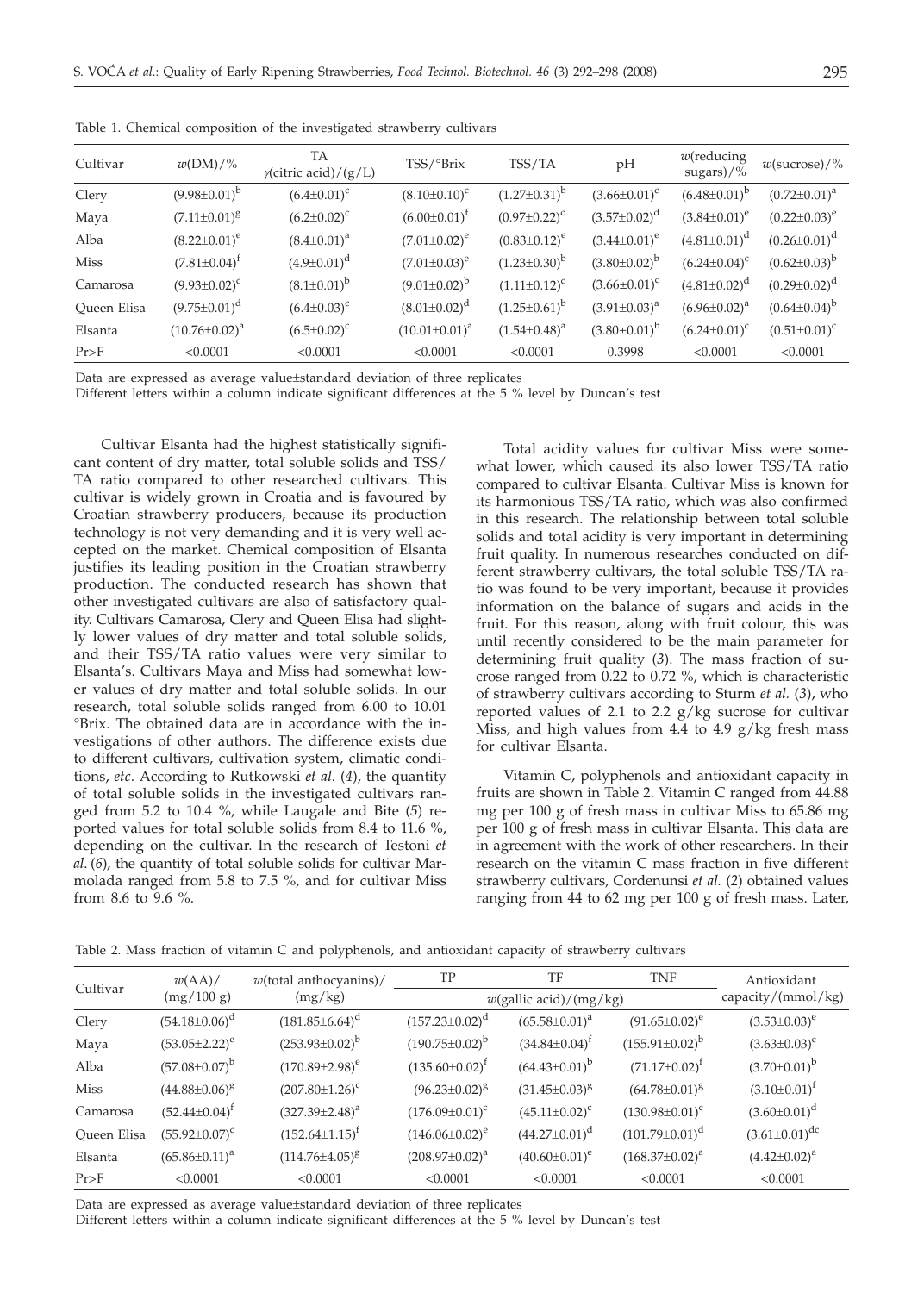Table 1. Chemical composition of the investigated strawberry cultivars

| Cultivar | $w$(DM)/% | TA $\gamma$(citric acid)/(g/L) | TSS/°Brix | TSS/TA | pH | $w$(reducing sugars)/% | $w$(sucrose)/% |
|---|---|---|---|---|---|---|---|
| Clery | $(9.98\pm0.01)^b$ | $(6.4\pm0.01)^c$ | $(8.10\pm0.10)^c$ | $(1.27\pm0.31)^b$ | $(3.66\pm0.01)^c$ | $(6.48\pm0.01)^b$ | $(0.72\pm0.01)^a$ |
| Maya | $(7.11\pm0.01)^g$ | $(6.2\pm0.02)^c$ | $(6.00\pm0.01)^f$ | $(0.97\pm0.22)^d$ | $(3.57\pm0.02)^d$ | $(3.84\pm0.01)^e$ | $(0.22\pm0.03)^e$ |
| Alba | $(8.22\pm0.01)^e$ | $(8.4\pm0.01)^a$ | $(7.01\pm0.02)^e$ | $(0.83\pm0.12)^e$ | $(3.44\pm0.01)^e$ | $(4.81\pm0.01)^d$ | $(0.26\pm0.01)^d$ |
| Miss | $(7.81\pm0.04)^f$ | $(4.9\pm0.01)^d$ | $(7.01\pm0.03)^e$ | $(1.23\pm0.30)^b$ | $(3.80\pm0.02)^b$ | $(6.24\pm0.04)^c$ | $(0.62\pm0.03)^b$ |
| Camarosa | $(9.93\pm0.02)^c$ | $(8.1\pm0.01)^b$ | $(9.01\pm0.02)^b$ | $(1.11\pm0.12)^c$ | $(3.66\pm0.01)^c$ | $(4.81\pm0.02)^d$ | $(0.29\pm0.02)^d$ |
| Queen Elisa | $(9.75\pm0.01)^d$ | $(6.4\pm0.03)^c$ | $(8.01\pm0.02)^d$ | $(1.25\pm0.61)^b$ | $(3.91\pm0.03)^a$ | $(6.96\pm0.02)^a$ | $(0.64\pm0.04)^b$ |
| Elsanta | $(10.76\pm0.02)^a$ | $(6.5\pm0.02)^c$ | $(10.01\pm0.01)^a$ | $(1.54\pm0.48)^a$ | $(3.80\pm0.01)^b$ | $(6.24\pm0.01)^c$ | $(0.51\pm0.01)^c$ |
| Pr>F | <0.0001 | <0.0001 | <0.0001 | <0.0001 | 0.3998 | <0.0001 | <0.0001 |

Data are expressed as average value±standard deviation of three replicates

Different letters within a column indicate significant differences at the 5 % level by Duncan's test

Cultivar Elsanta had the highest statistically significant content of dry matter, total soluble solids and TSS/TA ratio compared to other researched cultivars. This cultivar is widely grown in Croatia and is favoured by Croatian strawberry producers, because its production technology is not very demanding and it is very well accepted on the market. Chemical composition of Elsanta justifies its leading position in the Croatian strawberry production. The conducted research has shown that other investigated cultivars are also of satisfactory quality. Cultivars Camarosa, Clery and Queen Elisa had slightly lower values of dry matter and total soluble solids, and their TSS/TA ratio values were very similar to Elsanta's. Cultivars Maya and Miss had somewhat lower values of dry matter and total soluble solids. In our research, total soluble solids ranged from 6.00 to 10.01 °Brix. The obtained data are in accordance with the investigations of other authors. The difference exists due to different cultivars, cultivation system, climatic conditions, *etc*. According to Rutkowski *et al*. (*4*), the quantity of total soluble solids in the investigated cultivars ranged from 5.2 to 10.4 %, while Laugale and Bite (*5*) reported values for total soluble solids from 8.4 to 11.6 %, depending on the cultivar. In the research of Testoni *et al*. (*6*), the quantity of total soluble solids for cultivar Marmolada ranged from 5.8 to 7.5 %, and for cultivar Miss from 8.6 to 9.6 %.

Total acidity values for cultivar Miss were somewhat lower, which caused its also lower TSS/TA ratio compared to cultivar Elsanta. Cultivar Miss is known for its harmonious TSS/TA ratio, which was also confirmed in this research. The relationship between total soluble solids and total acidity is very important in determining fruit quality. In numerous researches conducted on different strawberry cultivars, the total soluble TSS/TA ratio was found to be very important, because it provides information on the balance of sugars and acids in the fruit. For this reason, along with fruit colour, this was until recently considered to be the main parameter for determining fruit quality (*3*). The mass fraction of sucrose ranged from 0.22 to 0.72 %, which is characteristic of strawberry cultivars according to Sturm *et al.* (*3*), who reported values of 2.1 to 2.2 g/kg sucrose for cultivar Miss, and high values from 4.4 to 4.9 g/kg fresh mass for cultivar Elsanta.

Vitamin C, polyphenols and antioxidant capacity in fruits are shown in Table 2. Vitamin C ranged from 44.88 mg per 100 g of fresh mass in cultivar Miss to 65.86 mg per 100 g of fresh mass in cultivar Elsanta. This data are in agreement with the work of other researchers. In their research on the vitamin C mass fraction in five different strawberry cultivars, Cordenunsi *et al.* (*2*) obtained values ranging from 44 to 62 mg per 100 g of fresh mass. Later,

Table 2. Mass fraction of vitamin C and polyphenols, and antioxidant capacity of strawberry cultivars

| Cultivar | $w$(AA)/(mg/100 g) | $w$(total anthocyanins)/(mg/kg) | TP | TF | TNF | Antioxidant capacity/(mmol/kg) |
|---|---|---|---|---|---|---|
| | | | $w$(gallic acid)/(mg/kg) | | | |
| Clery | $(54.18\pm0.06)^d$ | $(181.85\pm6.64)^d$ | $(157.23\pm0.02)^d$ | $(65.58\pm0.01)^a$ | $(91.65\pm0.02)^e$ | $(3.53\pm0.03)^e$ |
| Maya | $(53.05\pm2.22)^e$ | $(253.93\pm0.02)^b$ | $(190.75\pm0.02)^b$ | $(34.84\pm0.04)^f$ | $(155.91\pm0.02)^b$ | $(3.63\pm0.04)^c$ |
| Alba | $(57.08\pm0.07)^b$ | $(170.89\pm2.98)^e$ | $(135.60\pm0.02)^f$ | $(64.43\pm0.01)^b$ | $(71.17\pm0.02)^f$ | $(3.70\pm0.01)^b$ |
| Miss | $(44.88\pm0.06)^g$ | $(207.80\pm1.26)^c$ | $(96.23\pm0.02)^g$ | $(31.45\pm0.03)^g$ | $(64.78\pm0.01)^g$ | $(3.10\pm0.01)^f$ |
| Camarosa | $(52.44\pm0.04)^f$ | $(327.39\pm2.48)^a$ | $(176.09\pm0.01)^c$ | $(45.11\pm0.02)^c$ | $(130.98\pm0.01)^c$ | $(3.60\pm0.01)^d$ |
| Queen Elisa | $(55.92\pm0.07)^c$ | $(152.64\pm1.15)^f$ | $(146.06\pm0.02)^e$ | $(44.27\pm0.01)^d$ | $(101.79\pm0.01)^d$ | $(3.61\pm0.01)^{dc}$ |
| Elsanta | $(65.86\pm0.11)^a$ | $(114.76\pm4.05)^g$ | $(208.97\pm0.02)^a$ | $(40.60\pm0.01)^e$ | $(168.37\pm0.02)^a$ | $(4.42\pm0.02)^a$ |
| Pr>F | <0.0001 | <0.0001 | <0.0001 | <0.0001 | <0.0001 | <0.0001 |

Data are expressed as average value±standard deviation of three replicates

Different letters within a column indicate significant differences at the 5 % level by Duncan's test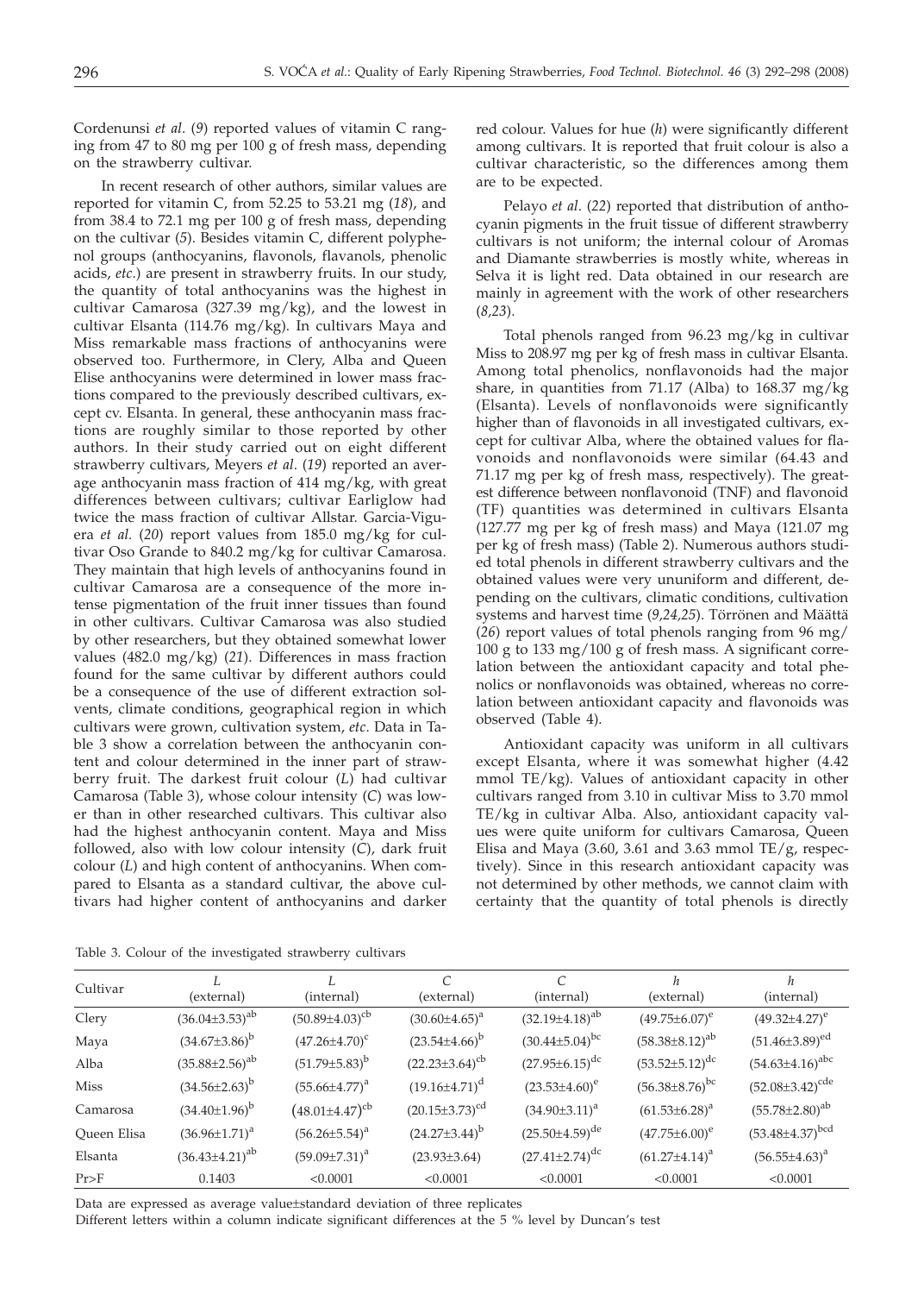Cordenunsi *et al.* (*9*) reported values of vitamin C ranging from 47 to 80 mg per 100 g of fresh mass, depending on the strawberry cultivar.

In recent research of other authors, similar values are reported for vitamin C, from 52.25 to 53.21 mg (*18*), and from 38.4 to 72.1 mg per 100 g of fresh mass, depending on the cultivar (*5*). Besides vitamin C, different polyphenol groups (anthocyanins, flavonols, flavanols, phenolic acids, *etc.*) are present in strawberry fruits. In our study, the quantity of total anthocyanins was the highest in cultivar Camarosa (327.39 mg/kg), and the lowest in cultivar Elsanta (114.76 mg/kg). In cultivars Maya and Miss remarkable mass fractions of anthocyanins were observed too. Furthermore, in Clery, Alba and Queen Elise anthocyanins were determined in lower mass fractions compared to the previously described cultivars, except cv. Elsanta. In general, these anthocyanin mass fractions are roughly similar to those reported by other authors. In their study carried out on eight different strawberry cultivars, Meyers *et al.* (*19*) reported an average anthocyanin mass fraction of 414 mg/kg, with great differences between cultivars; cultivar Earliglow had twice the mass fraction of cultivar Allstar. Garcia-Viguera *et al.* (*20*) report values from 185.0 mg/kg for cultivar Oso Grande to 840.2 mg/kg for cultivar Camarosa. They maintain that high levels of anthocyanins found in cultivar Camarosa are a consequence of the more intense pigmentation of the fruit inner tissues than found in other cultivars. Cultivar Camarosa was also studied by other researchers, but they obtained somewhat lower values (482.0 mg/kg) (*21*). Differences in mass fraction found for the same cultivar by different authors could be a consequence of the use of different extraction solvents, climate conditions, geographical region in which cultivars were grown, cultivation system, *etc*. Data in Table 3 show a correlation between the anthocyanin content and colour determined in the inner part of strawberry fruit. The darkest fruit colour (*L*) had cultivar Camarosa (Table 3), whose colour intensity (*C*) was lower than in other researched cultivars. This cultivar also had the highest anthocyanin content. Maya and Miss followed, also with low colour intensity (*C*), dark fruit colour (*L*) and high content of anthocyanins. When compared to Elsanta as a standard cultivar, the above cultivars had higher content of anthocyanins and darker red colour. Values for hue (*h*) were significantly different among cultivars. It is reported that fruit colour is also a cultivar characteristic, so the differences among them are to be expected.

Pelayo *et al.* (*22*) reported that distribution of anthocyanin pigments in the fruit tissue of different strawberry cultivars is not uniform; the internal colour of Aromas and Diamante strawberries is mostly white, whereas in Selva it is light red. Data obtained in our research are mainly in agreement with the work of other researchers (*8,23*).

Total phenols ranged from 96.23 mg/kg in cultivar Miss to 208.97 mg per kg of fresh mass in cultivar Elsanta. Among total phenolics, nonflavonoids had the major share, in quantities from 71.17 (Alba) to 168.37 mg/kg (Elsanta). Levels of nonflavonoids were significantly higher than of flavonoids in all investigated cultivars, except for cultivar Alba, where the obtained values for flavonoids and nonflavonoids were similar (64.43 and 71.17 mg per kg of fresh mass, respectively). The greatest difference between nonflavonoid (TNF) and flavonoid (TF) quantities was determined in cultivars Elsanta (127.77 mg per kg of fresh mass) and Maya (121.07 mg per kg of fresh mass) (Table 2). Numerous authors studied total phenols in different strawberry cultivars and the obtained values were very ununiform and different, depending on the cultivars, climatic conditions, cultivation systems and harvest time (*9,24,25*). Törrönen and Määttä (*26*) report values of total phenols ranging from 96 mg/100 g to 133 mg/100 g of fresh mass. A significant correlation between the antioxidant capacity and total phenolics or nonflavonoids was obtained, whereas no correlation between antioxidant capacity and flavonoids was observed (Table 4).

Antioxidant capacity was uniform in all cultivars except Elsanta, where it was somewhat higher (4.42 mmol TE/kg). Values of antioxidant capacity in other cultivars ranged from 3.10 in cultivar Miss to 3.70 mmol TE/kg in cultivar Alba. Also, antioxidant capacity values were quite uniform for cultivars Camarosa, Queen Elisa and Maya (3.60, 3.61 and 3.63 mmol TE/g, respectively). Since in this research antioxidant capacity was not determined by other methods, we cannot claim with certainty that the quantity of total phenols is directly

Table 3. Colour of the investigated strawberry cultivars

| Cultivar | *L* (external) | *L* (internal) | *C* (external) | *C* (internal) | *h* (external) | *h* (internal) |
|---|---|---|---|---|---|---|
| Clery | $(36.04\pm3.53)^{ab}$ | $(50.89\pm4.03)^{cb}$ | $(30.60\pm4.65)^{a}$ | $(32.19\pm4.18)^{ab}$ | $(49.75\pm6.07)^{e}$ | $(49.32\pm4.27)^{e}$ |
| Maya | $(34.67\pm3.86)^{b}$ | $(47.26\pm4.70)^{c}$ | $(23.54\pm4.66)^{b}$ | $(30.44\pm5.04)^{bc}$ | $(58.38\pm8.12)^{ab}$ | $(51.46\pm3.89)^{ed}$ |
| Alba | $(35.88\pm2.56)^{ab}$ | $(51.79\pm5.83)^{b}$ | $(22.23\pm3.64)^{cb}$ | $(27.95\pm6.15)^{dc}$ | $(53.52\pm5.12)^{dc}$ | $(54.63\pm4.16)^{abc}$ |
| Miss | $(34.56\pm2.63)^{b}$ | $(55.66\pm4.77)^{a}$ | $(19.16\pm4.71)^{d}$ | $(23.53\pm4.60)^{e}$ | $(56.38\pm8.76)^{bc}$ | $(52.08\pm3.42)^{cde}$ |
| Camarosa | $(34.40\pm1.96)^{b}$ | $(48.01\pm4.47)^{cb}$ | $(20.15\pm3.73)^{cd}$ | $(34.90\pm3.11)^{a}$ | $(61.53\pm6.28)^{a}$ | $(55.78\pm2.80)^{ab}$ |
| Queen Elisa | $(36.96\pm1.71)^{a}$ | $(56.26\pm5.54)^{a}$ | $(24.27\pm3.44)^{b}$ | $(25.50\pm4.59)^{de}$ | $(47.75\pm6.00)^{e}$ | $(53.48\pm4.37)^{bcd}$ |
| Elsanta | $(36.43\pm4.21)^{ab}$ | $(59.09\pm7.31)^{a}$ | $(23.93\pm3.64)$ | $(27.41\pm2.74)^{dc}$ | $(61.27\pm4.14)^{a}$ | $(56.55\pm4.63)^{a}$ |
| Pr>F | 0.1403 | <0.0001 | <0.0001 | <0.0001 | <0.0001 | <0.0001 |

Data are expressed as average value±standard deviation of three replicates

Different letters within a column indicate significant differences at the 5 % level by Duncan's test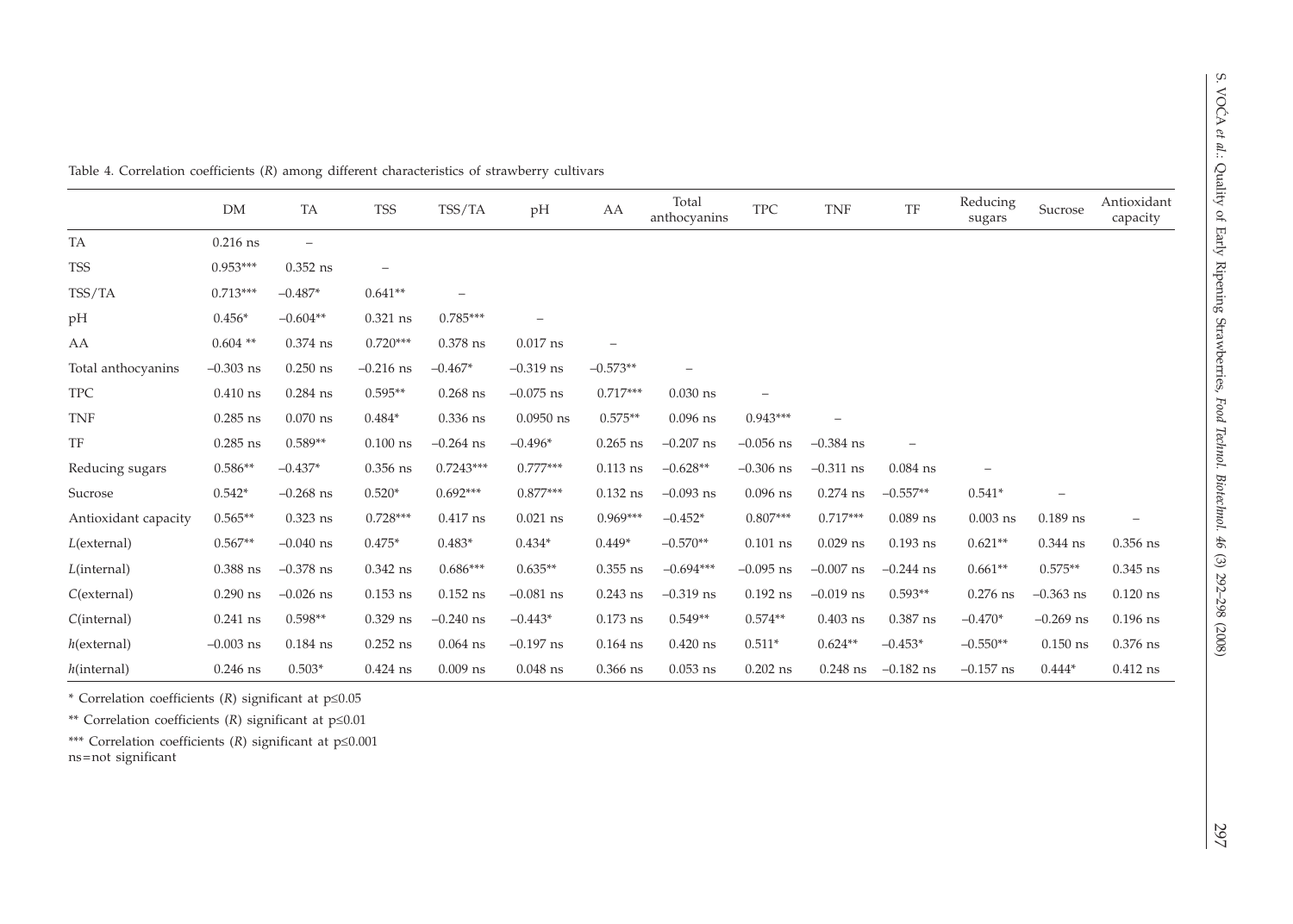Table 4. Correlation coefficients (*R*) among different characteristics of strawberry cultivars

| | DM | TA | TSS | TSS/TA | pH | AA | Total anthocyanins | TPC | TNF | TF | Reducing sugars | Sucrose | Antioxidant capacity |
|---|---|---|---|---|---|---|---|---|---|---|---|---|---|
| TA | 0.216 ns | – | | | | | | | | | | | |
| TSS | 0.953*** | 0.352 ns | – | | | | | | | | | | |
| TSS/TA | 0.713*** | –0.487* | 0.641** | – | | | | | | | | | |
| pH | 0.456* | –0.604** | 0.321 ns | 0.785*** | – | | | | | | | | |
| AA | 0.604 ** | 0.374 ns | 0.720*** | 0.378 ns | 0.017 ns | – | | | | | | | |
| Total anthocyanins | –0.303 ns | 0.250 ns | –0.216 ns | –0.467* | –0.319 ns | –0.573** | – | | | | | | |
| TPC | 0.410 ns | 0.284 ns | 0.595** | 0.268 ns | –0.075 ns | 0.717*** | 0.030 ns | – | | | | | |
| TNF | 0.285 ns | 0.070 ns | 0.484* | 0.336 ns | 0.0950 ns | 0.575** | 0.096 ns | 0.943*** | – | | | | |
| TF | 0.285 ns | 0.589** | 0.100 ns | –0.264 ns | –0.496* | 0.265 ns | –0.207 ns | –0.056 ns | –0.384 ns | – | | | |
| Reducing sugars | 0.586** | –0.437* | 0.356 ns | 0.7243*** | 0.777*** | 0.113 ns | –0.628** | –0.306 ns | –0.311 ns | 0.084 ns | – | | |
| Sucrose | 0.542* | –0.268 ns | 0.520* | 0.692*** | 0.877*** | 0.132 ns | –0.093 ns | 0.096 ns | 0.274 ns | –0.557** | 0.541* | – | |
| Antioxidant capacity | 0.565** | 0.323 ns | 0.728*** | 0.417 ns | 0.021 ns | 0.969*** | –0.452* | 0.807*** | 0.717*** | 0.089 ns | 0.003 ns | 0.189 ns | – |
| *L*(external) | 0.567** | –0.040 ns | 0.475* | 0.483* | 0.434* | 0.449* | –0.570** | 0.101 ns | 0.029 ns | 0.193 ns | 0.621** | 0.344 ns | 0.356 ns |
| *L*(internal) | 0.388 ns | –0.378 ns | 0.342 ns | 0.686*** | 0.635** | 0.355 ns | –0.694*** | –0.095 ns | –0.007 ns | –0.244 ns | 0.661** | 0.575** | 0.345 ns |
| *C*(external) | 0.290 ns | –0.026 ns | 0.153 ns | 0.152 ns | –0.081 ns | 0.243 ns | –0.319 ns | 0.192 ns | –0.019 ns | 0.593** | 0.276 ns | –0.363 ns | 0.120 ns |
| *C*(internal) | 0.241 ns | 0.598** | 0.329 ns | –0.240 ns | –0.443* | 0.173 ns | 0.549** | 0.574** | 0.403 ns | 0.387 ns | –0.470* | –0.269 ns | 0.196 ns |
| *h*(external) | –0.003 ns | 0.184 ns | 0.252 ns | 0.064 ns | –0.197 ns | 0.164 ns | 0.420 ns | 0.511* | 0.624** | –0.453* | –0.550** | 0.150 ns | 0.376 ns |
| *h*(internal) | 0.246 ns | 0.503* | 0.424 ns | 0.009 ns | 0.048 ns | 0.366 ns | 0.053 ns | 0.202 ns | 0.248 ns | –0.182 ns | –0.157 ns | 0.444* | 0.412 ns |

\* Correlation coefficients (*R*) significant at $p \leq 0.05$

** Correlation coefficients (*R*) significant at $p \leq 0.01$

*** Correlation coefficients (*R*) significant at $p \leq 0.001$

ns=not significant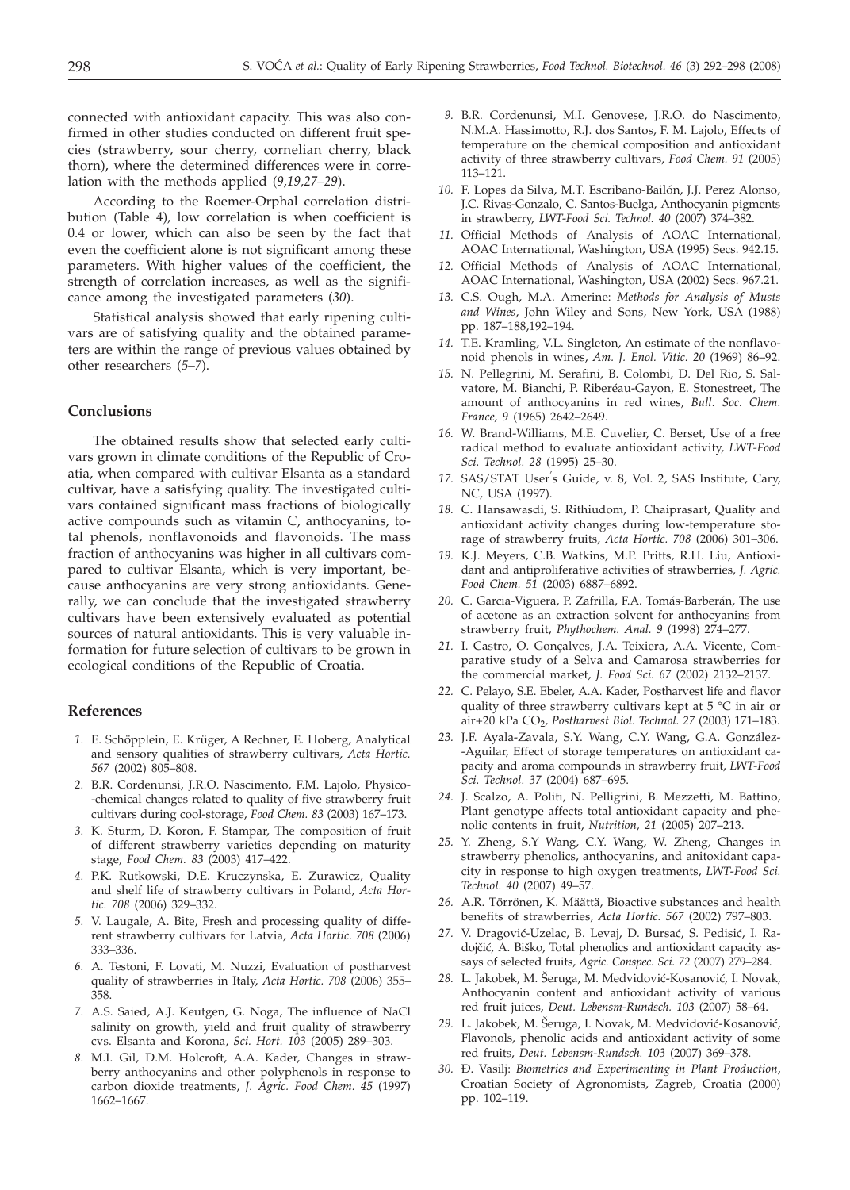connected with antioxidant capacity. This was also confirmed in other studies conducted on different fruit species (strawberry, sour cherry, cornelian cherry, black thorn), where the determined differences were in correlation with the methods applied (*9,19,27–29*).

According to the Roemer-Orphal correlation distribution (Table 4), low correlation is when coefficient is 0.4 or lower, which can also be seen by the fact that even the coefficient alone is not significant among these parameters. With higher values of the coefficient, the strength of correlation increases, as well as the significance among the investigated parameters (*30*).

Statistical analysis showed that early ripening cultivars are of satisfying quality and the obtained parameters are within the range of previous values obtained by other researchers (*5–7*).

## Conclusions

The obtained results show that selected early cultivars grown in climate conditions of the Republic of Croatia, when compared with cultivar Elsanta as a standard cultivar, have a satisfying quality. The investigated cultivars contained significant mass fractions of biologically active compounds such as vitamin C, anthocyanins, total phenols, nonflavonoids and flavonoids. The mass fraction of anthocyanins was higher in all cultivars compared to cultivar Elsanta, which is very important, because anthocyanins are very strong antioxidants. Generally, we can conclude that the investigated strawberry cultivars have been extensively evaluated as potential sources of natural antioxidants. This is very valuable information for future selection of cultivars to be grown in ecological conditions of the Republic of Croatia.

## References

1. E. Schöpplein, E. Krüger, A Rechner, E. Hoberg, Analytical and sensory qualities of strawberry cultivars, *Acta Hortic. 567* (2002) 805–808.
2. B.R. Cordenunsi, J.R.O. Nascimento, F.M. Lajolo, Physico-chemical changes related to quality of five strawberry fruit cultivars during cool-storage, *Food Chem. 83* (2003) 167–173.
3. K. Sturm, D. Koron, F. Stampar, The composition of fruit of different strawberry varieties depending on maturity stage, *Food Chem. 83* (2003) 417–422.
4. P.K. Rutkowski, D.E. Kruczynska, E. Zurawicz, Quality and shelf life of strawberry cultivars in Poland, *Acta Hortic. 708* (2006) 329–332.
5. V. Laugale, A. Bite, Fresh and processing quality of different strawberry cultivars for Latvia, *Acta Hortic. 708* (2006) 333–336.
6. A. Testoni, F. Lovati, M. Nuzzi, Evaluation of postharvest quality of strawberries in Italy, *Acta Hortic. 708* (2006) 355–358.
7. A.S. Saied, A.J. Keutgen, G. Noga, The influence of NaCl salinity on growth, yield and fruit quality of strawberry cvs. Elsanta and Korona, *Sci. Hort. 103* (2005) 289–303.
8. M.I. Gil, D.M. Holcroft, A.A. Kader, Changes in strawberry anthocyanins and other polyphenols in response to carbon dioxide treatments, *J. Agric. Food Chem. 45* (1997) 1662–1667.
9. B.R. Cordenunsi, M.I. Genovese, J.R.O. do Nascimento, N.M.A. Hassimotto, R.J. dos Santos, F. M. Lajolo, Effects of temperature on the chemical composition and antioxidant activity of three strawberry cultivars, *Food Chem. 91* (2005) 113–121.
10. F. Lopes da Silva, M.T. Escribano-Bailón, J.J. Perez Alonso, J.C. Rivas-Gonzalo, C. Santos-Buelga, Anthocyanin pigments in strawberry, *LWT-Food Sci. Technol. 40* (2007) 374–382.
11. Official Methods of Analysis of AOAC International, AOAC International, Washington, USA (1995) Secs. 942.15.
12. Official Methods of Analysis of AOAC International, AOAC International, Washington, USA (2002) Secs. 967.21.
13. C.S. Ough, M.A. Amerine: *Methods for Analysis of Musts and Wines*, John Wiley and Sons, New York, USA (1988) pp. 187–188,192–194.
14. T.E. Kramling, V.L. Singleton, An estimate of the nonflavonoid phenols in wines, *Am. J. Enol. Vitic. 20* (1969) 86–92.
15. N. Pellegrini, M. Serafini, B. Colombi, D. Del Rio, S. Salvatore, M. Bianchi, P. Riberéau-Gayon, E. Stonestreet, The amount of anthocyanins in red wines, *Bull. Soc. Chem. France, 9* (1965) 2642–2649.
16. W. Brand-Williams, M.E. Cuvelier, C. Berset, Use of a free radical method to evaluate antioxidant activity, *LWT-Food Sci. Technol. 28* (1995) 25–30.
17. SAS/STAT User's Guide, v. 8, Vol. 2, SAS Institute, Cary, NC, USA (1997).
18. C. Hansawasdi, S. Rithiudom, P. Chaiprasart, Quality and antioxidant activity changes during low-temperature storage of strawberry fruits, *Acta Hortic. 708* (2006) 301–306.
19. K.J. Meyers, C.B. Watkins, M.P. Pritts, R.H. Liu, Antioxidant and antiproliferative activities of strawberries, *J. Agric. Food Chem. 51* (2003) 6887–6892.
20. C. Garcia-Viguera, P. Zafrilla, F.A. Tomás-Barberán, The use of acetone as an extraction solvent for anthocyanins from strawberry fruit, *Phythochem. Anal. 9* (1998) 274–277.
21. I. Castro, O. Gonçalves, J.A. Teixiera, A.A. Vicente, Comparative study of a Selva and Camarosa strawberries for the commercial market, *J. Food Sci. 67* (2002) 2132–2137.
22. C. Pelayo, S.E. Ebeler, A.A. Kader, Postharvest life and flavor quality of three strawberry cultivars kept at 5 °C in air or air+20 kPa $CO_2$, *Postharvest Biol. Technol. 27* (2003) 171–183.
23. J.F. Ayala-Zavala, S.Y. Wang, C.Y. Wang, G.A. González-Aguilar, Effect of storage temperatures on antioxidant capacity and aroma compounds in strawberry fruit, *LWT-Food Sci. Technol. 37* (2004) 687–695.
24. J. Scalzo, A. Politi, N. Pelligrini, B. Mezzetti, M. Battino, Plant genotype affects total antioxidant capacity and phenolic contents in fruit, *Nutrition, 21* (2005) 207–213.
25. Y. Zheng, S.Y Wang, C.Y. Wang, W. Zheng, Changes in strawberry phenolics, anthocyanins, and anitoxidant capacity in response to high oxygen treatments, *LWT-Food Sci. Technol. 40* (2007) 49–57.
26. A.R. Törrönen, K. Määttä, Bioactive substances and health benefits of strawberries, *Acta Hortic. 567* (2002) 797–803.
27. V. Dragović-Uzelac, B. Levaj, D. Bursać, S. Pedisić, I. Radojčić, A. Biško, Total phenolics and antioxidant capacity assays of selected fruits, *Agric. Conspec. Sci. 72* (2007) 279–284.
28. L. Jakobek, M. Šeruga, M. Medvidović-Kosanović, I. Novak, Anthocyanin content and antioxidant activity of various red fruit juices, *Deut. Lebensm-Rundsch. 103* (2007) 58–64.
29. L. Jakobek, M. Šeruga, I. Novak, M. Medvidović-Kosanović, Flavonols, phenolic acids and antioxidant activity of some red fruits, *Deut. Lebensm-Rundsch. 103* (2007) 369–378.
30. Đ. Vasilj: *Biometrics and Experimenting in Plant Production*, Croatian Society of Agronomists, Zagreb, Croatia (2000) pp. 102–119.